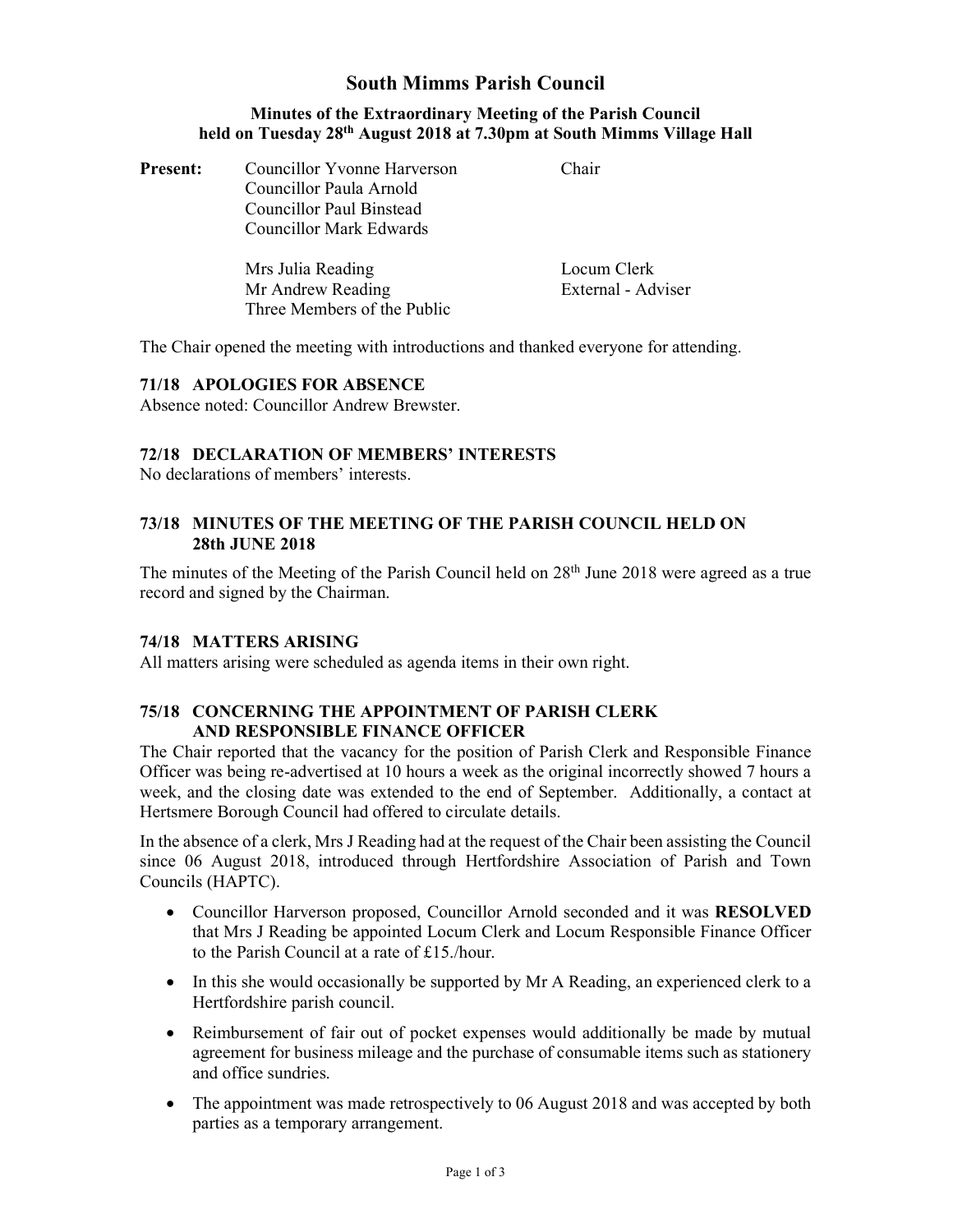# South Mimms Parish Council

### Minutes of the Extraordinary Meeting of the Parish Council held on Tuesday 28th August 2018 at 7.30pm at South Mimms Village Hall

**Present:**

| | | |
|---|---|---|
| **Present:** | Councillor Yvonne Harverson | Chair |
| | Councillor Paula Arnold | |
| | Councillor Paul Binstead | |
| | Councillor Mark Edwards | |
| | | |
| | Mrs Julia Reading | Locum Clerk |
| | Mr Andrew Reading | External - Adviser |
| | Three Members of the Public | |

The Chair opened the meeting with introductions and thanked everyone for attending.

### 71/18 APOLOGIES FOR ABSENCE

Absence noted: Councillor Andrew Brewster.

### 72/18 DECLARATION OF MEMBERS' INTERESTS

No declarations of members' interests.

### 73/18 MINUTES OF THE MEETING OF THE PARISH COUNCIL HELD ON 28th JUNE 2018

The minutes of the Meeting of the Parish Council held on 28th June 2018 were agreed as a true record and signed by the Chairman.

### 74/18 MATTERS ARISING

All matters arising were scheduled as agenda items in their own right.

### 75/18 CONCERNING THE APPOINTMENT OF PARISH CLERK AND RESPONSIBLE FINANCE OFFICER

The Chair reported that the vacancy for the position of Parish Clerk and Responsible Finance Officer was being re-advertised at 10 hours a week as the original incorrectly showed 7 hours a week, and the closing date was extended to the end of September. Additionally, a contact at Hertsmere Borough Council had offered to circulate details.

In the absence of a clerk, Mrs J Reading had at the request of the Chair been assisting the Council since 06 August 2018, introduced through Hertfordshire Association of Parish and Town Councils (HAPTC).

- Councillor Harverson proposed, Councillor Arnold seconded and it was **RESOLVED** that Mrs J Reading be appointed Locum Clerk and Locum Responsible Finance Officer to the Parish Council at a rate of £15./hour.
- In this she would occasionally be supported by Mr A Reading, an experienced clerk to a Hertfordshire parish council.
- Reimbursement of fair out of pocket expenses would additionally be made by mutual agreement for business mileage and the purchase of consumable items such as stationery and office sundries.
- The appointment was made retrospectively to 06 August 2018 and was accepted by both parties as a temporary arrangement.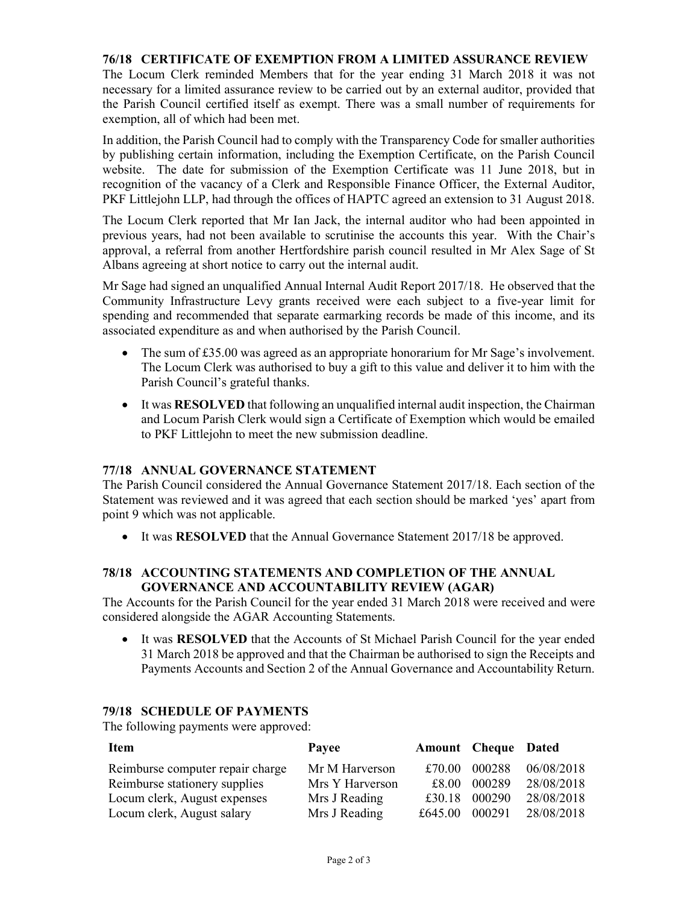### 76/18 CERTIFICATE OF EXEMPTION FROM A LIMITED ASSURANCE REVIEW

The Locum Clerk reminded Members that for the year ending 31 March 2018 it was not necessary for a limited assurance review to be carried out by an external auditor, provided that the Parish Council certified itself as exempt. There was a small number of requirements for exemption, all of which had been met.

In addition, the Parish Council had to comply with the Transparency Code for smaller authorities by publishing certain information, including the Exemption Certificate, on the Parish Council website. The date for submission of the Exemption Certificate was 11 June 2018, but in recognition of the vacancy of a Clerk and Responsible Finance Officer, the External Auditor, PKF Littlejohn LLP, had through the offices of HAPTC agreed an extension to 31 August 2018.

The Locum Clerk reported that Mr Ian Jack, the internal auditor who had been appointed in previous years, had not been available to scrutinise the accounts this year. With the Chair's approval, a referral from another Hertfordshire parish council resulted in Mr Alex Sage of St Albans agreeing at short notice to carry out the internal audit.

Mr Sage had signed an unqualified Annual Internal Audit Report 2017/18. He observed that the Community Infrastructure Levy grants received were each subject to a five-year limit for spending and recommended that separate earmarking records be made of this income, and its associated expenditure as and when authorised by the Parish Council.

- The sum of £35.00 was agreed as an appropriate honorarium for Mr Sage's involvement. The Locum Clerk was authorised to buy a gift to this value and deliver it to him with the Parish Council's grateful thanks.
- It was **RESOLVED** that following an unqualified internal audit inspection, the Chairman and Locum Parish Clerk would sign a Certificate of Exemption which would be emailed to PKF Littlejohn to meet the new submission deadline.

### 77/18 ANNUAL GOVERNANCE STATEMENT

The Parish Council considered the Annual Governance Statement 2017/18. Each section of the Statement was reviewed and it was agreed that each section should be marked 'yes' apart from point 9 which was not applicable.

- It was **RESOLVED** that the Annual Governance Statement 2017/18 be approved.

### 78/18 ACCOUNTING STATEMENTS AND COMPLETION OF THE ANNUAL GOVERNANCE AND ACCOUNTABILITY REVIEW (AGAR)

The Accounts for the Parish Council for the year ended 31 March 2018 were received and were considered alongside the AGAR Accounting Statements.

- It was **RESOLVED** that the Accounts of St Michael Parish Council for the year ended 31 March 2018 be approved and that the Chairman be authorised to sign the Receipts and Payments Accounts and Section 2 of the Annual Governance and Accountability Return.

### 79/18 SCHEDULE OF PAYMENTS

The following payments were approved:

| Item | Payee | Amount | Cheque | Dated |
|---|---|---|---|---|
| Reimburse computer repair charge | Mr M Harverson | £70.00 | 000288 | 06/08/2018 |
| Reimburse stationery supplies | Mrs Y Harverson | £8.00 | 000289 | 28/08/2018 |
| Locum clerk, August expenses | Mrs J Reading | £30.18 | 000290 | 28/08/2018 |
| Locum clerk, August salary | Mrs J Reading | £645.00 | 000291 | 28/08/2018 |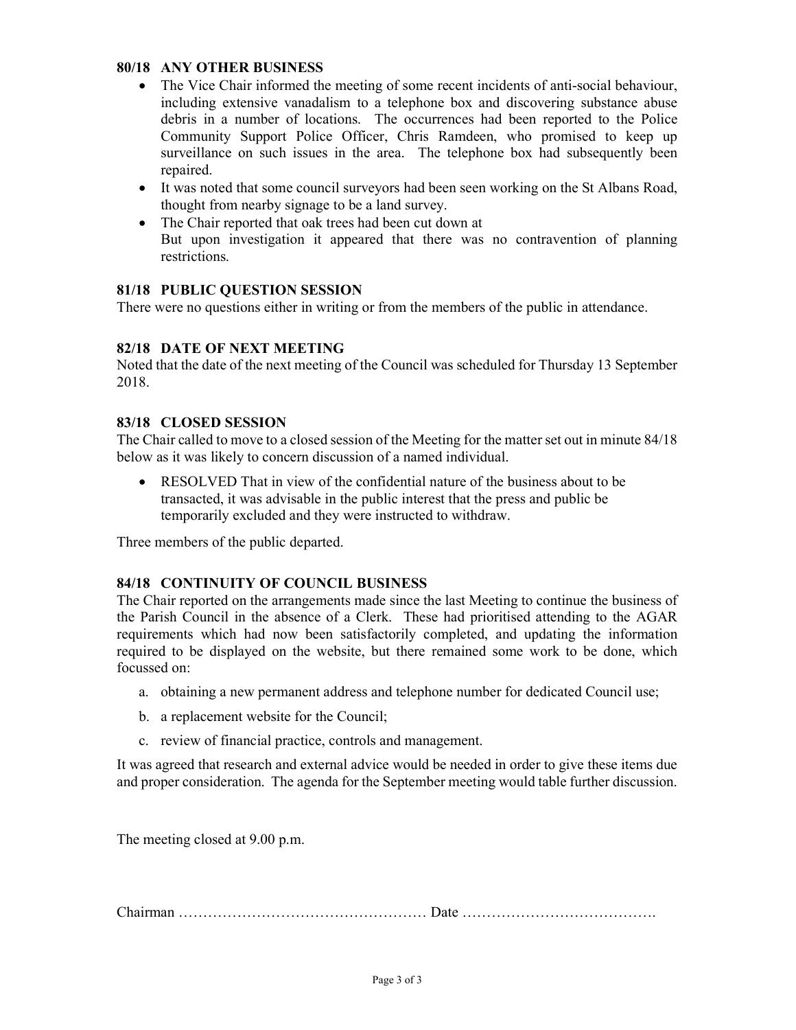### 80/18 ANY OTHER BUSINESS

- The Vice Chair informed the meeting of some recent incidents of anti-social behaviour, including extensive vanadalism to a telephone box and discovering substance abuse debris in a number of locations. The occurrences had been reported to the Police Community Support Police Officer, Chris Ramdeen, who promised to keep up surveillance on such issues in the area. The telephone box had subsequently been repaired.
- It was noted that some council surveyors had been seen working on the St Albans Road, thought from nearby signage to be a land survey.
- The Chair reported that oak trees had been cut down at
  But upon investigation it appeared that there was no contravention of planning restrictions.

### 81/18 PUBLIC QUESTION SESSION

There were no questions either in writing or from the members of the public in attendance.

### 82/18 DATE OF NEXT MEETING

Noted that the date of the next meeting of the Council was scheduled for Thursday 13 September 2018.

### 83/18 CLOSED SESSION

The Chair called to move to a closed session of the Meeting for the matter set out in minute 84/18 below as it was likely to concern discussion of a named individual.

- RESOLVED That in view of the confidential nature of the business about to be transacted, it was advisable in the public interest that the press and public be temporarily excluded and they were instructed to withdraw.

Three members of the public departed.

### 84/18 CONTINUITY OF COUNCIL BUSINESS

The Chair reported on the arrangements made since the last Meeting to continue the business of the Parish Council in the absence of a Clerk. These had prioritised attending to the AGAR requirements which had now been satisfactorily completed, and updating the information required to be displayed on the website, but there remained some work to be done, which focussed on:

a. obtaining a new permanent address and telephone number for dedicated Council use;

b. a replacement website for the Council;

c. review of financial practice, controls and management.

It was agreed that research and external advice would be needed in order to give these items due and proper consideration. The agenda for the September meeting would table further discussion.

The meeting closed at 9.00 p.m.

Chairman …………………………………………… Date ………………………………….